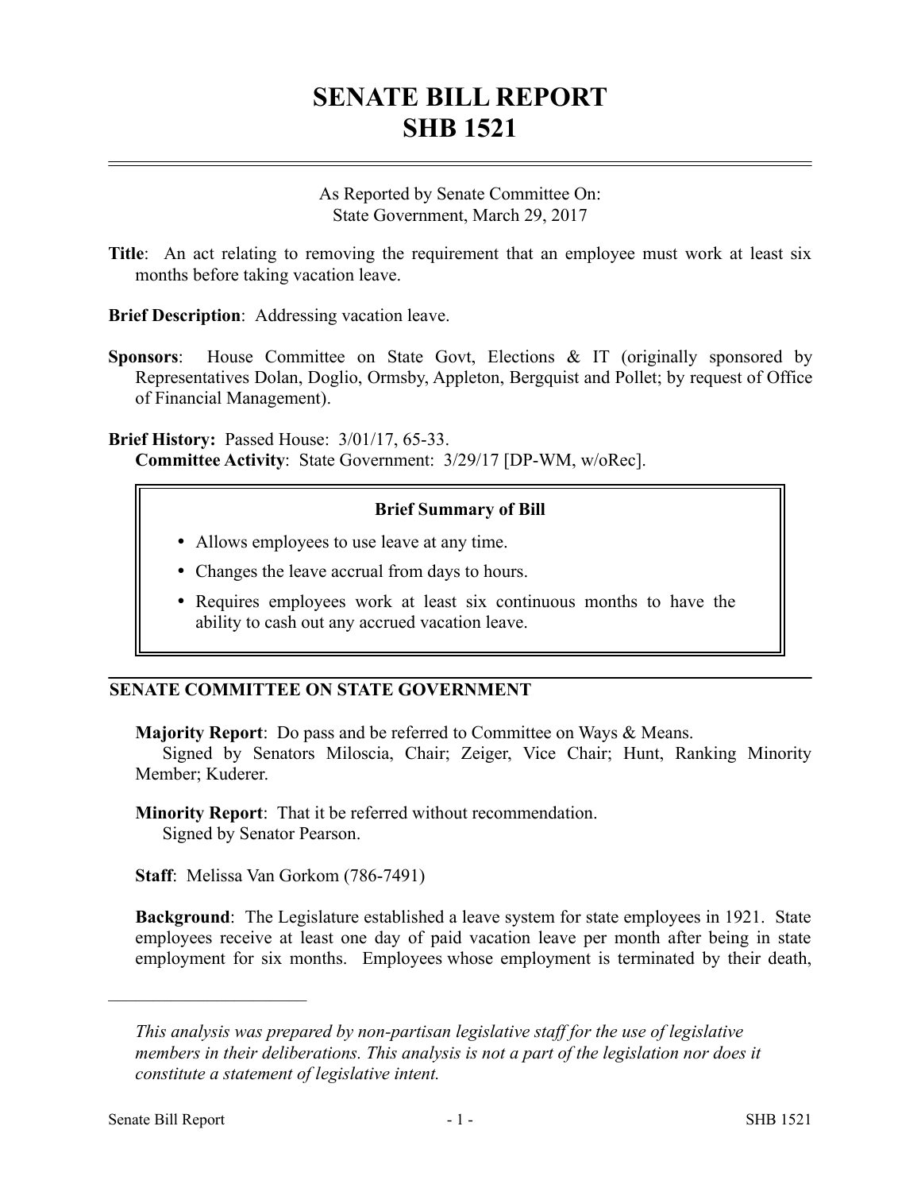# SENATE BILL REPORT
# SHB 1521

As Reported by Senate Committee On:
State Government, March 29, 2017

**Title**: An act relating to removing the requirement that an employee must work at least six months before taking vacation leave.

**Brief Description**: Addressing vacation leave.

**Sponsors**: House Committee on State Govt, Elections & IT (originally sponsored by Representatives Dolan, Doglio, Ormsby, Appleton, Bergquist and Pollet; by request of Office of Financial Management).

**Brief History:** Passed House: 3/01/17, 65-33.
**Committee Activity**: State Government: 3/29/17 [DP-WM, w/oRec].

**Brief Summary of Bill**

- Allows employees to use leave at any time.
- Changes the leave accrual from days to hours.
- Requires employees work at least six continuous months to have the ability to cash out any accrued vacation leave.

## SENATE COMMITTEE ON STATE GOVERNMENT

**Majority Report**: Do pass and be referred to Committee on Ways & Means.
Signed by Senators Miloscia, Chair; Zeiger, Vice Chair; Hunt, Ranking Minority Member; Kuderer.

**Minority Report**: That it be referred without recommendation.
Signed by Senator Pearson.

**Staff**: Melissa Van Gorkom (786-7491)

**Background**: The Legislature established a leave system for state employees in 1921. State employees receive at least one day of paid vacation leave per month after being in state employment for six months. Employees whose employment is terminated by their death,

*This analysis was prepared by non-partisan legislative staff for the use of legislative members in their deliberations. This analysis is not a part of the legislation nor does it constitute a statement of legislative intent.*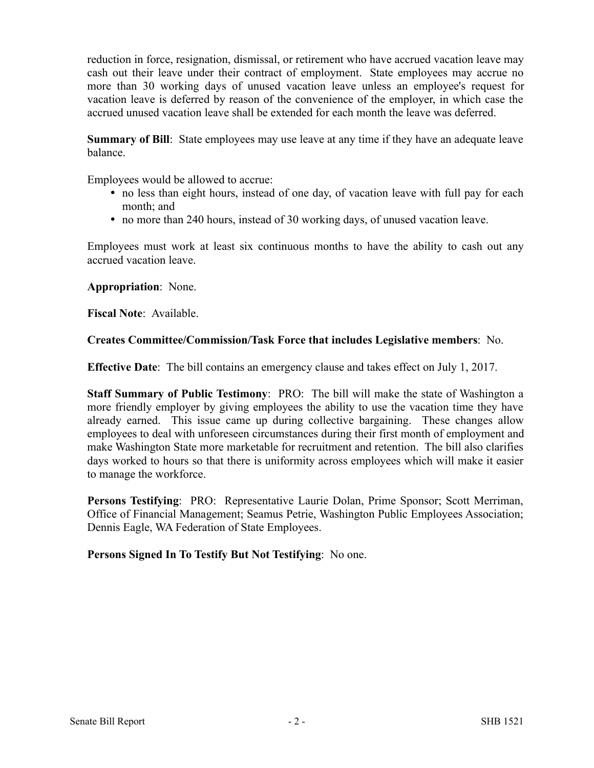reduction in force, resignation, dismissal, or retirement who have accrued vacation leave may cash out their leave under their contract of employment. State employees may accrue no more than 30 working days of unused vacation leave unless an employee's request for vacation leave is deferred by reason of the convenience of the employer, in which case the accrued unused vacation leave shall be extended for each month the leave was deferred.

**Summary of Bill**: State employees may use leave at any time if they have an adequate leave balance.

Employees would be allowed to accrue:

- no less than eight hours, instead of one day, of vacation leave with full pay for each month; and
- no more than 240 hours, instead of 30 working days, of unused vacation leave.

Employees must work at least six continuous months to have the ability to cash out any accrued vacation leave.

**Appropriation**: None.

**Fiscal Note**: Available.

**Creates Committee/Commission/Task Force that includes Legislative members**: No.

**Effective Date**: The bill contains an emergency clause and takes effect on July 1, 2017.

**Staff Summary of Public Testimony**: PRO: The bill will make the state of Washington a more friendly employer by giving employees the ability to use the vacation time they have already earned. This issue came up during collective bargaining. These changes allow employees to deal with unforeseen circumstances during their first month of employment and make Washington State more marketable for recruitment and retention. The bill also clarifies days worked to hours so that there is uniformity across employees which will make it easier to manage the workforce.

**Persons Testifying**: PRO: Representative Laurie Dolan, Prime Sponsor; Scott Merriman, Office of Financial Management; Seamus Petrie, Washington Public Employees Association; Dennis Eagle, WA Federation of State Employees.

**Persons Signed In To Testify But Not Testifying**: No one.